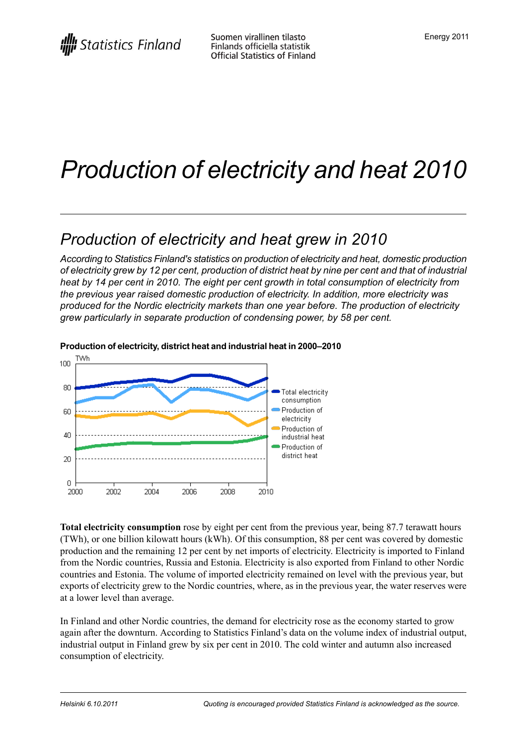Suomen virallinen tilasto
Finlands officiella statistik
Official Statistics of Finland

Energy 2011

# *Production of electricity and heat 2010*

## *Production of electricity and heat grew in 2010*

*According to Statistics Finland's statistics on production of electricity and heat, domestic production of electricity grew by 12 per cent, production of district heat by nine per cent and that of industrial heat by 14 per cent in 2010. The eight per cent growth in total consumption of electricity from the previous year raised domestic production of electricity. In addition, more electricity was produced for the Nordic electricity markets than one year before. The production of electricity grew particularly in separate production of condensing power, by 58 per cent.*

**Production of electricity, district heat and industrial heat in 2000–2010**

**Total electricity consumption** rose by eight per cent from the previous year, being 87.7 terawatt hours (TWh), or one billion kilowatt hours (kWh). Of this consumption, 88 per cent was covered by domestic production and the remaining 12 per cent by net imports of electricity. Electricity is imported to Finland from the Nordic countries, Russia and Estonia. Electricity is also exported from Finland to other Nordic countries and Estonia. The volume of imported electricity remained on level with the previous year, but exports of electricity grew to the Nordic countries, where, as in the previous year, the water reserves were at a lower level than average.

In Finland and other Nordic countries, the demand for electricity rose as the economy started to grow again after the downturn. According to Statistics Finland's data on the volume index of industrial output, industrial output in Finland grew by six per cent in 2010. The cold winter and autumn also increased consumption of electricity.

*Helsinki 6.10.2011* *Quoting is encouraged provided Statistics Finland is acknowledged as the source.*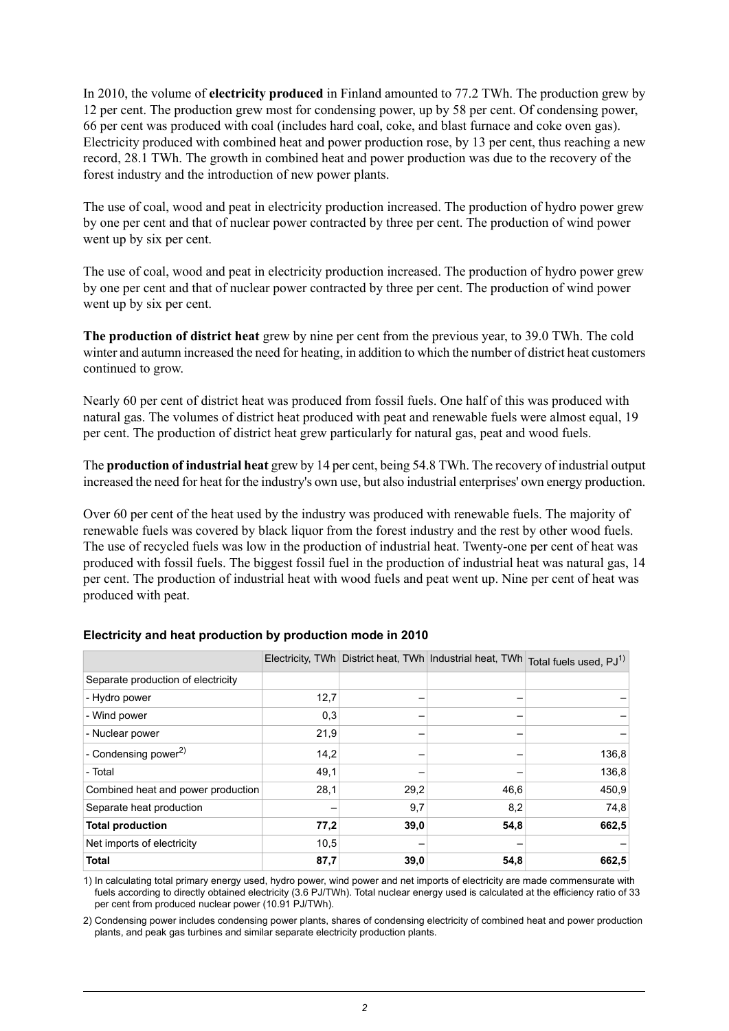In 2010, the volume of **electricity produced** in Finland amounted to 77.2 TWh. The production grew by 12 per cent. The production grew most for condensing power, up by 58 per cent. Of condensing power, 66 per cent was produced with coal (includes hard coal, coke, and blast furnace and coke oven gas). Electricity produced with combined heat and power production rose, by 13 per cent, thus reaching a new record, 28.1 TWh. The growth in combined heat and power production was due to the recovery of the forest industry and the introduction of new power plants.

The use of coal, wood and peat in electricity production increased. The production of hydro power grew by one per cent and that of nuclear power contracted by three per cent. The production of wind power went up by six per cent.

The use of coal, wood and peat in electricity production increased. The production of hydro power grew by one per cent and that of nuclear power contracted by three per cent. The production of wind power went up by six per cent.

**The production of district heat** grew by nine per cent from the previous year, to 39.0 TWh. The cold winter and autumn increased the need for heating, in addition to which the number of district heat customers continued to grow.

Nearly 60 per cent of district heat was produced from fossil fuels. One half of this was produced with natural gas. The volumes of district heat produced with peat and renewable fuels were almost equal, 19 per cent. The production of district heat grew particularly for natural gas, peat and wood fuels.

The **production of industrial heat** grew by 14 per cent, being 54.8 TWh. The recovery of industrial output increased the need for heat for the industry's own use, but also industrial enterprises' own energy production.

Over 60 per cent of the heat used by the industry was produced with renewable fuels. The majority of renewable fuels was covered by black liquor from the forest industry and the rest by other wood fuels. The use of recycled fuels was low in the production of industrial heat. Twenty-one per cent of heat was produced with fossil fuels. The biggest fossil fuel in the production of industrial heat was natural gas, 14 per cent. The production of industrial heat with wood fuels and peat went up. Nine per cent of heat was produced with peat.

### Electricity and heat production by production mode in 2010

| | Electricity, TWh | District heat, TWh | Industrial heat, TWh | Total fuels used, PJ[1)] |
|---|---|---|---|---|
| Separate production of electricity | | | | |
| - Hydro power | 12,7 | – | – | – |
| - Wind power | 0,3 | – | – | – |
| - Nuclear power | 21,9 | – | – | – |
| - Condensing power[2)] | 14,2 | – | – | 136,8 |
| - Total | 49,1 | – | – | 136,8 |
| Combined heat and power production | 28,1 | 29,2 | 46,6 | 450,9 |
| Separate heat production | – | 9,7 | 8,2 | 74,8 |
| **Total production** | **77,2** | **39,0** | **54,8** | **662,5** |
| Net imports of electricity | 10,5 | – | – | – |
| **Total** | **87,7** | **39,0** | **54,8** | **662,5** |

1) In calculating total primary energy used, hydro power, wind power and net imports of electricity are made commensurate with fuels according to directly obtained electricity (3.6 PJ/TWh). Total nuclear energy used is calculated at the efficiency ratio of 33 per cent from produced nuclear power (10.91 PJ/TWh).

2) Condensing power includes condensing power plants, shares of condensing electricity of combined heat and power production plants, and peak gas turbines and similar separate electricity production plants.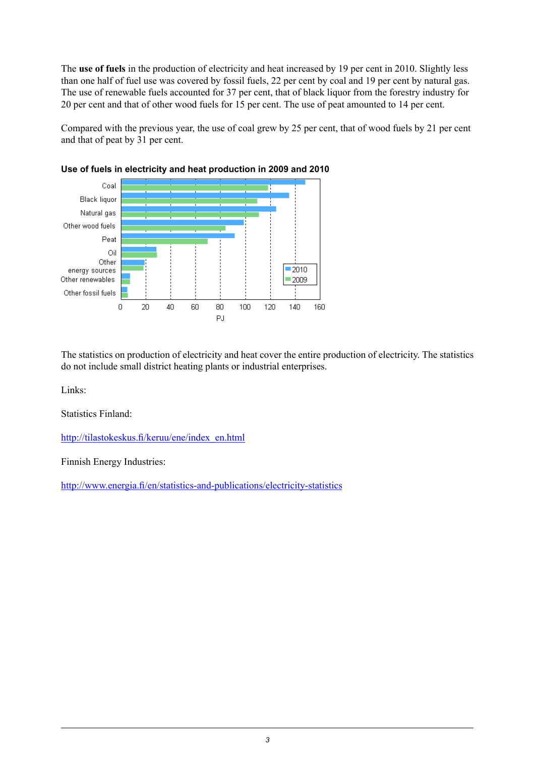The **use of fuels** in the production of electricity and heat increased by 19 per cent in 2010. Slightly less than one half of fuel use was covered by fossil fuels, 22 per cent by coal and 19 per cent by natural gas. The use of renewable fuels accounted for 37 per cent, that of black liquor from the forestry industry for 20 per cent and that of other wood fuels for 15 per cent. The use of peat amounted to 14 per cent.

Compared with the previous year, the use of coal grew by 25 per cent, that of wood fuels by 21 per cent and that of peat by 31 per cent.

**Use of fuels in electricity and heat production in 2009 and 2010**

The statistics on production of electricity and heat cover the entire production of electricity. The statistics do not include small district heating plants or industrial enterprises.

Links:

Statistics Finland:

http://tilastokeskus.fi/keruu/ene/index_en.html

Finnish Energy Industries:

http://www.energia.fi/en/statistics-and-publications/electricity-statistics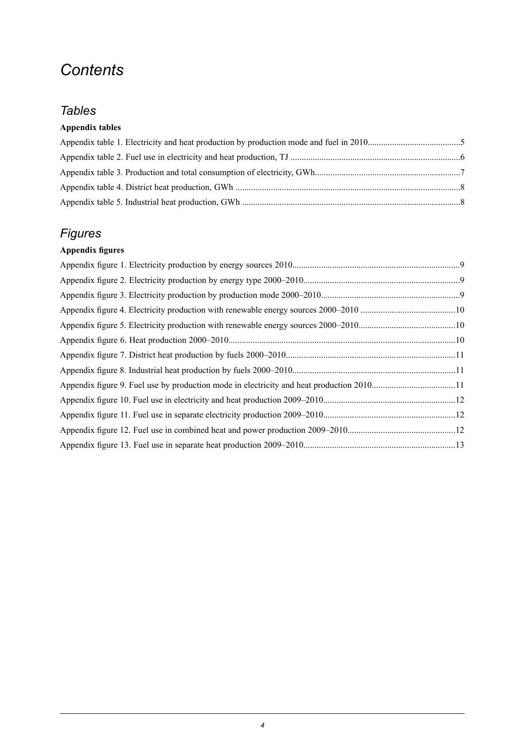# *Contents*

## *Tables*

**Appendix tables**

Appendix table 1. Electricity and heat production by production mode and fuel in 2010..........................................5

Appendix table 2. Fuel use in electricity and heat production, TJ ............................................................................6

Appendix table 3. Production and total consumption of electricity, GWh.................................................................7

Appendix table 4. District heat production, GWh .....................................................................................................8

Appendix table 5. Industrial heat production, GWh ..................................................................................................8

## *Figures*

**Appendix figures**

Appendix figure 1. Electricity production by energy sources 2010...........................................................................9

Appendix figure 2. Electricity production by energy type 2000–2010......................................................................9

Appendix figure 3. Electricity production by production mode 2000–2010..............................................................9

Appendix figure 4. Electricity production with renewable energy sources 2000–2010 ...........................................10

Appendix figure 5. Electricity production with renewable energy sources 2000–2010............................................10

Appendix figure 6. Heat production 2000–2010......................................................................................................10

Appendix figure 7. District heat production by fuels 2000–2010............................................................................11

Appendix figure 8. Industrial heat production by fuels 2000–2010.........................................................................11

Appendix figure 9. Fuel use by production mode in electricity and heat production 2010.....................................11

Appendix figure 10. Fuel use in electricity and heat production 2009–2010...........................................................12

Appendix figure 11. Fuel use in separate electricity production 2009–2010...........................................................12

Appendix figure 12. Fuel use in combined heat and power production 2009–2010................................................12

Appendix figure 13. Fuel use in separate heat production 2009–2010....................................................................13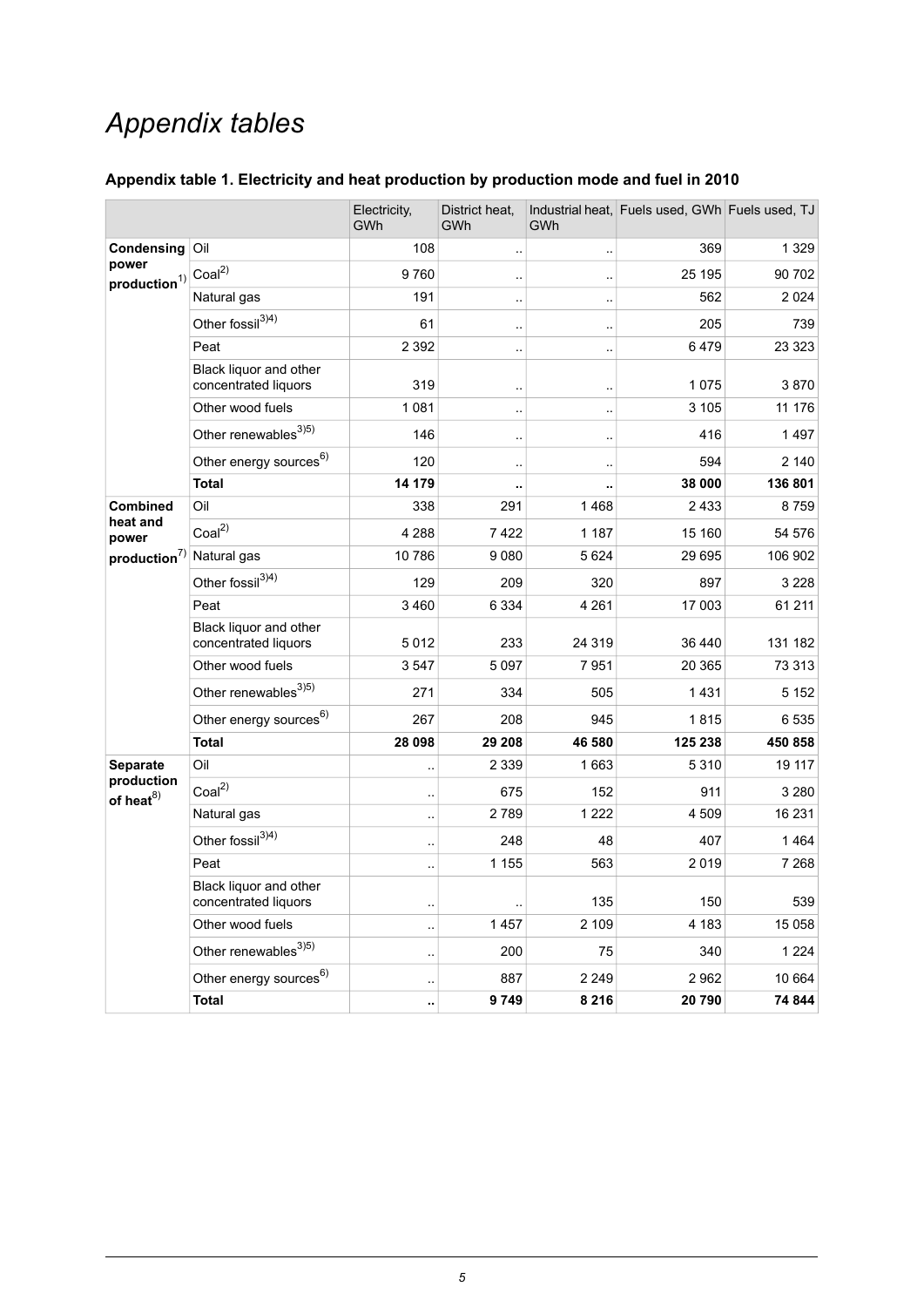# *Appendix tables*

### Appendix table 1. Electricity and heat production by production mode and fuel in 2010

| | | Electricity, GWh | District heat, GWh | Industrial heat, GWh | Fuels used, GWh | Fuels used, TJ |
|---|---|---|---|---|---|---|
| **Condensing power production**[1)] | Oil | 108 | .. | .. | 369 | 1 329 |
| | Coal[2)] | 9 760 | .. | .. | 25 195 | 90 702 |
| | Natural gas | 191 | .. | .. | 562 | 2 024 |
| | Other fossil[3)4)] | 61 | .. | .. | 205 | 739 |
| | Peat | 2 392 | .. | .. | 6 479 | 23 323 |
| | Black liquor and other concentrated liquors | 319 | .. | .. | 1 075 | 3 870 |
| | Other wood fuels | 1 081 | .. | .. | 3 105 | 11 176 |
| | Other renewables[3)5)] | 146 | .. | .. | 416 | 1 497 |
| | Other energy sources[6)] | 120 | .. | .. | 594 | 2 140 |
| | **Total** | **14 179** | **..** | **..** | **38 000** | **136 801** |
| **Combined heat and power production**[7)] | Oil | 338 | 291 | 1 468 | 2 433 | 8 759 |
| | Coal[2)] | 4 288 | 7 422 | 1 187 | 15 160 | 54 576 |
| | Natural gas | 10 786 | 9 080 | 5 624 | 29 695 | 106 902 |
| | Other fossil[3)4)] | 129 | 209 | 320 | 897 | 3 228 |
| | Peat | 3 460 | 6 334 | 4 261 | 17 003 | 61 211 |
| | Black liquor and other concentrated liquors | 5 012 | 233 | 24 319 | 36 440 | 131 182 |
| | Other wood fuels | 3 547 | 5 097 | 7 951 | 20 365 | 73 313 |
| | Other renewables[3)5)] | 271 | 334 | 505 | 1 431 | 5 152 |
| | Other energy sources[6)] | 267 | 208 | 945 | 1 815 | 6 535 |
| | **Total** | **28 098** | **29 208** | **46 580** | **125 238** | **450 858** |
| **Separate production of heat**[8)] | Oil | .. | 2 339 | 1 663 | 5 310 | 19 117 |
| | Coal[2)] | .. | 675 | 152 | 911 | 3 280 |
| | Natural gas | .. | 2 789 | 1 222 | 4 509 | 16 231 |
| | Other fossil[3)4)] | .. | 248 | 48 | 407 | 1 464 |
| | Peat | .. | 1 155 | 563 | 2 019 | 7 268 |
| | Black liquor and other concentrated liquors | .. | .. | 135 | 150 | 539 |
| | Other wood fuels | .. | 1 457 | 2 109 | 4 183 | 15 058 |
| | Other renewables[3)5)] | .. | 200 | 75 | 340 | 1 224 |
| | Other energy sources[6)] | .. | 887 | 2 249 | 2 962 | 10 664 |
| | **Total** | **..** | **9 749** | **8 216** | **20 790** | **74 844** |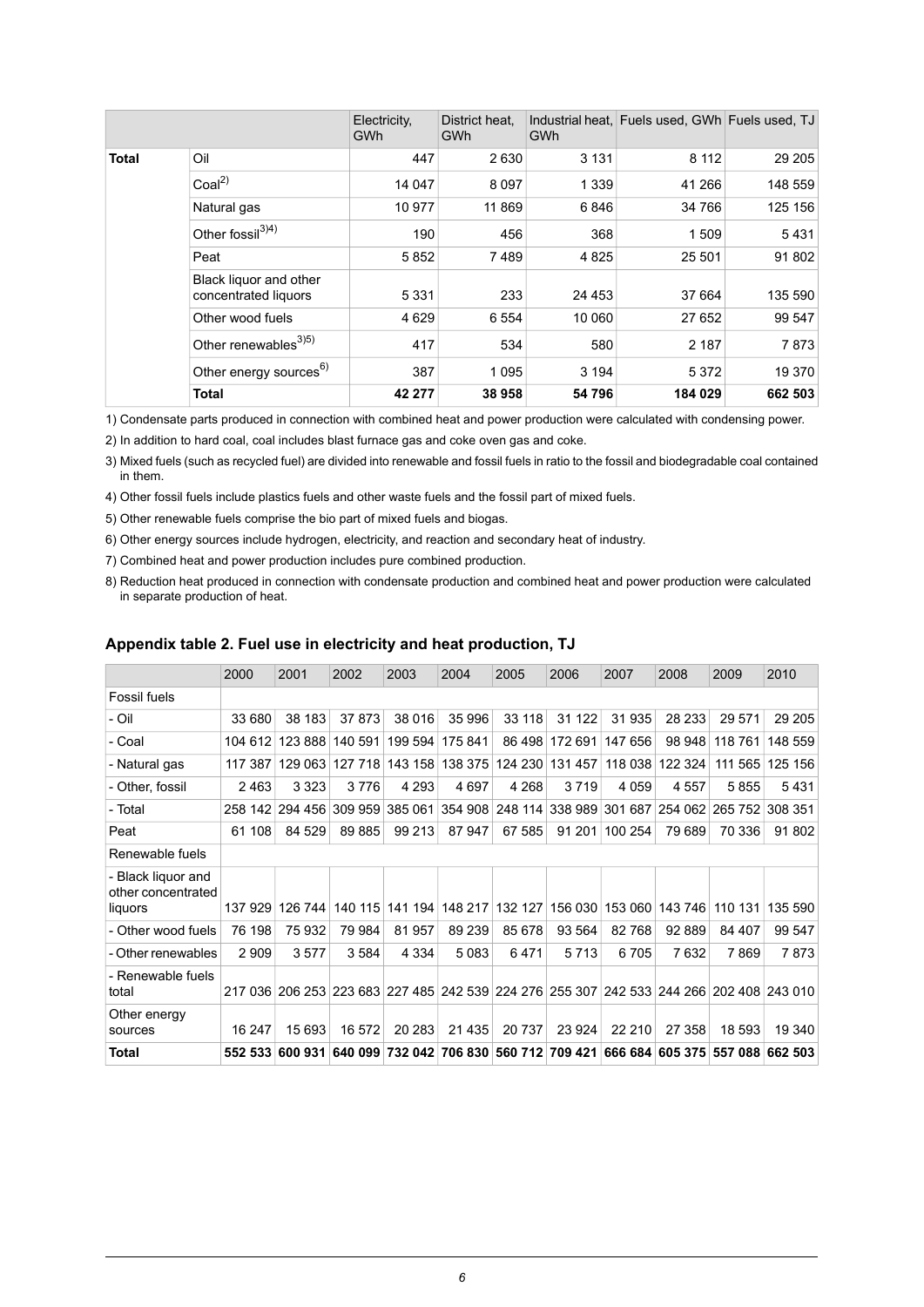| | | Electricity, GWh | District heat, GWh | Industrial heat, GWh | Fuels used, GWh | Fuels used, TJ |
|---|---|---|---|---|---|---|
| **Total** | Oil | 447 | 2 630 | 3 131 | 8 112 | 29 205 |
| | Coal[2] | 14 047 | 8 097 | 1 339 | 41 266 | 148 559 |
| | Natural gas | 10 977 | 11 869 | 6 846 | 34 766 | 125 156 |
| | Other fossil[3)4)] | 190 | 456 | 368 | 1 509 | 5 431 |
| | Peat | 5 852 | 7 489 | 4 825 | 25 501 | 91 802 |
| | Black liquor and other concentrated liquors | 5 331 | 233 | 24 453 | 37 664 | 135 590 |
| | Other wood fuels | 4 629 | 6 554 | 10 060 | 27 652 | 99 547 |
| | Other renewables[3)5)] | 417 | 534 | 580 | 2 187 | 7 873 |
| | Other energy sources[6] | 387 | 1 095 | 3 194 | 5 372 | 19 370 |
| | **Total** | **42 277** | **38 958** | **54 796** | **184 029** | **662 503** |

1) Condensate parts produced in connection with combined heat and power production were calculated with condensing power.

2) In addition to hard coal, coal includes blast furnace gas and coke oven gas and coke.

3) Mixed fuels (such as recycled fuel) are divided into renewable and fossil fuels in ratio to the fossil and biodegradable coal contained in them.

4) Other fossil fuels include plastics fuels and other waste fuels and the fossil part of mixed fuels.

5) Other renewable fuels comprise the bio part of mixed fuels and biogas.

6) Other energy sources include hydrogen, electricity, and reaction and secondary heat of industry.

7) Combined heat and power production includes pure combined production.

8) Reduction heat produced in connection with condensate production and combined heat and power production were calculated in separate production of heat.

## Appendix table 2. Fuel use in electricity and heat production, TJ

| | 2000 | 2001 | 2002 | 2003 | 2004 | 2005 | 2006 | 2007 | 2008 | 2009 | 2010 |
|---|---|---|---|---|---|---|---|---|---|---|---|
| Fossil fuels | | | | | | | | | | | |
| - Oil | 33 680 | 38 183 | 37 873 | 38 016 | 35 996 | 33 118 | 31 122 | 31 935 | 28 233 | 29 571 | 29 205 |
| - Coal | 104 612 | 123 888 | 140 591 | 199 594 | 175 841 | 86 498 | 172 691 | 147 656 | 98 948 | 118 761 | 148 559 |
| - Natural gas | 117 387 | 129 063 | 127 718 | 143 158 | 138 375 | 124 230 | 131 457 | 118 038 | 122 324 | 111 565 | 125 156 |
| - Other, fossil | 2 463 | 3 323 | 3 776 | 4 293 | 4 697 | 4 268 | 3 719 | 4 059 | 4 557 | 5 855 | 5 431 |
| - Total | 258 142 | 294 456 | 309 959 | 385 061 | 354 908 | 248 114 | 338 989 | 301 687 | 254 062 | 265 752 | 308 351 |
| Peat | 61 108 | 84 529 | 89 885 | 99 213 | 87 947 | 67 585 | 91 201 | 100 254 | 79 689 | 70 336 | 91 802 |
| Renewable fuels | | | | | | | | | | | |
| - Black liquor and other concentrated liquors | 137 929 | 126 744 | 140 115 | 141 194 | 148 217 | 132 127 | 156 030 | 153 060 | 143 746 | 110 131 | 135 590 |
| - Other wood fuels | 76 198 | 75 932 | 79 984 | 81 957 | 89 239 | 85 678 | 93 564 | 82 768 | 92 889 | 84 407 | 99 547 |
| - Other renewables | 2 909 | 3 577 | 3 584 | 4 334 | 5 083 | 6 471 | 5 713 | 6 705 | 7 632 | 7 869 | 7 873 |
| - Renewable fuels total | 217 036 | 206 253 | 223 683 | 227 485 | 242 539 | 224 276 | 255 307 | 242 533 | 244 266 | 202 408 | 243 010 |
| Other energy sources | 16 247 | 15 693 | 16 572 | 20 283 | 21 435 | 20 737 | 23 924 | 22 210 | 27 358 | 18 593 | 19 340 |
| **Total** | **552 533** | **600 931** | **640 099** | **732 042** | **706 830** | **560 712** | **709 421** | **666 684** | **605 375** | **557 088** | **662 503** |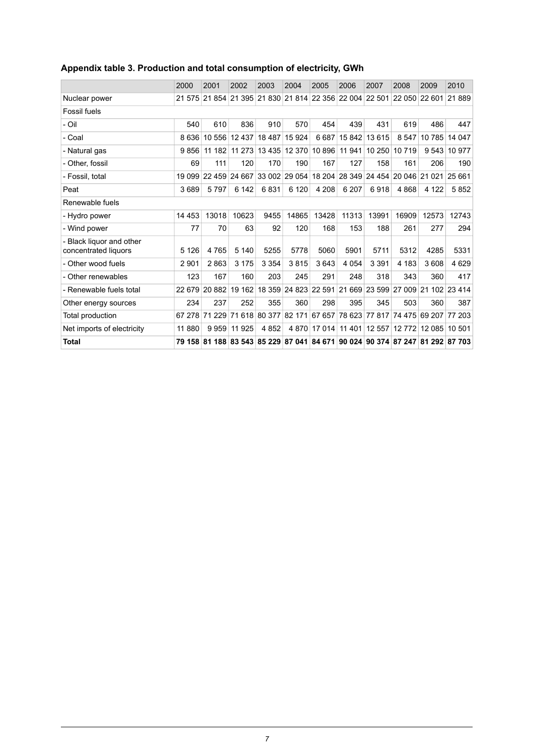## Appendix table 3. Production and total consumption of electricity, GWh

| | 2000 | 2001 | 2002 | 2003 | 2004 | 2005 | 2006 | 2007 | 2008 | 2009 | 2010 |
|---|---|---|---|---|---|---|---|---|---|---|---|
| Nuclear power | 21 575 | 21 854 | 21 395 | 21 830 | 21 814 | 22 356 | 22 004 | 22 501 | 22 050 | 22 601 | 21 889 |
| Fossil fuels | | | | | | | | | | | |
| - Oil | 540 | 610 | 836 | 910 | 570 | 454 | 439 | 431 | 619 | 486 | 447 |
| - Coal | 8 636 | 10 556 | 12 437 | 18 487 | 15 924 | 6 687 | 15 842 | 13 615 | 8 547 | 10 785 | 14 047 |
| - Natural gas | 9 856 | 11 182 | 11 273 | 13 435 | 12 370 | 10 896 | 11 941 | 10 250 | 10 719 | 9 543 | 10 977 |
| - Other, fossil | 69 | 111 | 120 | 170 | 190 | 167 | 127 | 158 | 161 | 206 | 190 |
| - Fossil, total | 19 099 | 22 459 | 24 667 | 33 002 | 29 054 | 18 204 | 28 349 | 24 454 | 20 046 | 21 021 | 25 661 |
| Peat | 3 689 | 5 797 | 6 142 | 6 831 | 6 120 | 4 208 | 6 207 | 6 918 | 4 868 | 4 122 | 5 852 |
| Renewable fuels | | | | | | | | | | | |
| - Hydro power | 14 453 | 13018 | 10623 | 9455 | 14865 | 13428 | 11313 | 13991 | 16909 | 12573 | 12743 |
| - Wind power | 77 | 70 | 63 | 92 | 120 | 168 | 153 | 188 | 261 | 277 | 294 |
| - Black liquor and other concentrated liquors | 5 126 | 4 765 | 5 140 | 5255 | 5778 | 5060 | 5901 | 5711 | 5312 | 4285 | 5331 |
| - Other wood fuels | 2 901 | 2 863 | 3 175 | 3 354 | 3 815 | 3 643 | 4 054 | 3 391 | 4 183 | 3 608 | 4 629 |
| - Other renewables | 123 | 167 | 160 | 203 | 245 | 291 | 248 | 318 | 343 | 360 | 417 |
| - Renewable fuels total | 22 679 | 20 882 | 19 162 | 18 359 | 24 823 | 22 591 | 21 669 | 23 599 | 27 009 | 21 102 | 23 414 |
| Other energy sources | 234 | 237 | 252 | 355 | 360 | 298 | 395 | 345 | 503 | 360 | 387 |
| Total production | 67 278 | 71 229 | 71 618 | 80 377 | 82 171 | 67 657 | 78 623 | 77 817 | 74 475 | 69 207 | 77 203 |
| Net imports of electricity | 11 880 | 9 959 | 11 925 | 4 852 | 4 870 | 17 014 | 11 401 | 12 557 | 12 772 | 12 085 | 10 501 |
| **Total** | **79 158** | **81 188** | **83 543** | **85 229** | **87 041** | **84 671** | **90 024** | **90 374** | **87 247** | **81 292** | **87 703** |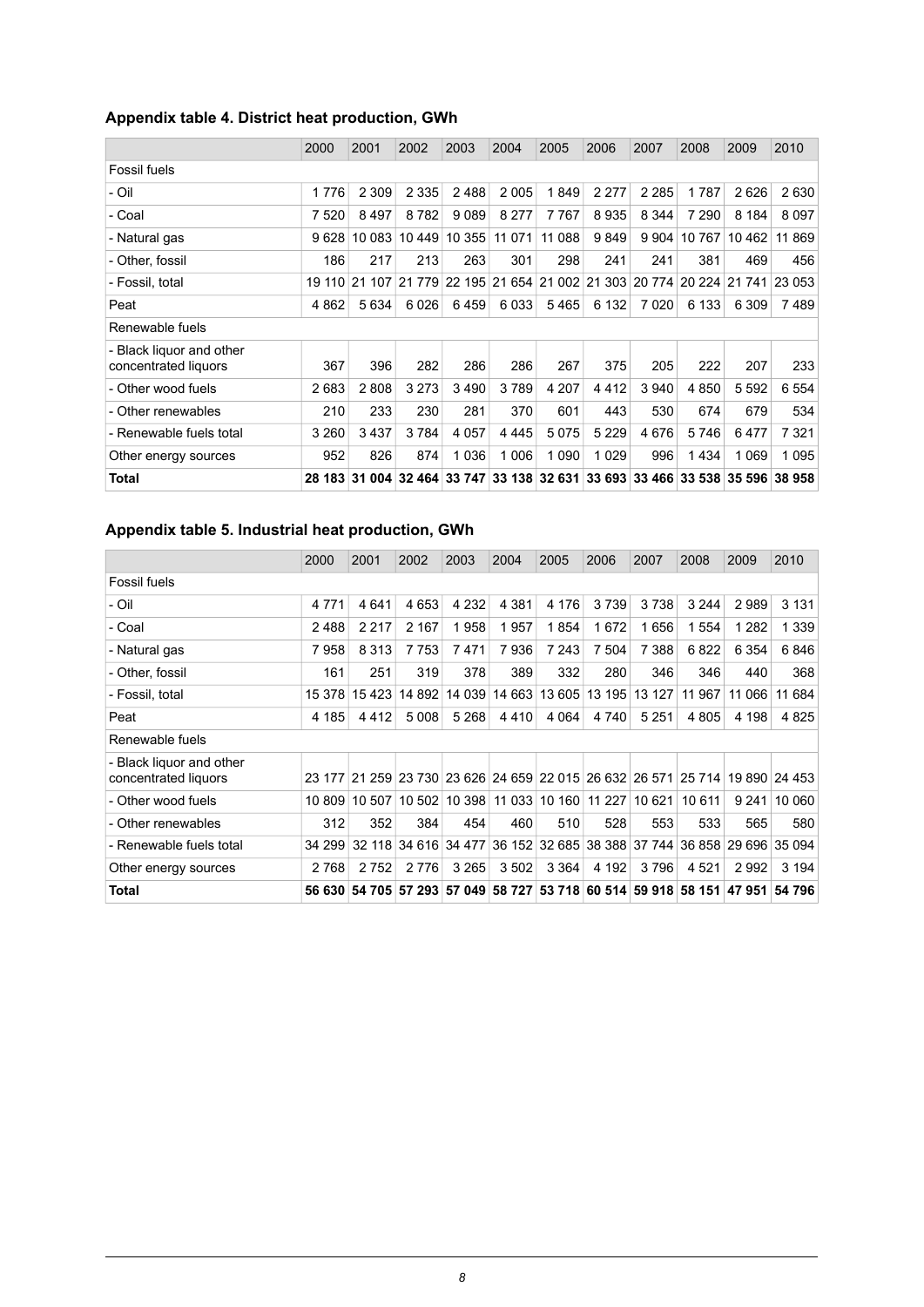### Appendix table 4. District heat production, GWh

| | 2000 | 2001 | 2002 | 2003 | 2004 | 2005 | 2006 | 2007 | 2008 | 2009 | 2010 |
|---|---|---|---|---|---|---|---|---|---|---|---|
| Fossil fuels | | | | | | | | | | | |
| - Oil | 1 776 | 2 309 | 2 335 | 2 488 | 2 005 | 1 849 | 2 277 | 2 285 | 1 787 | 2 626 | 2 630 |
| - Coal | 7 520 | 8 497 | 8 782 | 9 089 | 8 277 | 7 767 | 8 935 | 8 344 | 7 290 | 8 184 | 8 097 |
| - Natural gas | 9 628 | 10 083 | 10 449 | 10 355 | 11 071 | 11 088 | 9 849 | 9 904 | 10 767 | 10 462 | 11 869 |
| - Other, fossil | 186 | 217 | 213 | 263 | 301 | 298 | 241 | 241 | 381 | 469 | 456 |
| - Fossil, total | 19 110 | 21 107 | 21 779 | 22 195 | 21 654 | 21 002 | 21 303 | 20 774 | 20 224 | 21 741 | 23 053 |
| Peat | 4 862 | 5 634 | 6 026 | 6 459 | 6 033 | 5 465 | 6 132 | 7 020 | 6 133 | 6 309 | 7 489 |
| Renewable fuels | | | | | | | | | | | |
| - Black liquor and other concentrated liquors | 367 | 396 | 282 | 286 | 286 | 267 | 375 | 205 | 222 | 207 | 233 |
| - Other wood fuels | 2 683 | 2 808 | 3 273 | 3 490 | 3 789 | 4 207 | 4 412 | 3 940 | 4 850 | 5 592 | 6 554 |
| - Other renewables | 210 | 233 | 230 | 281 | 370 | 601 | 443 | 530 | 674 | 679 | 534 |
| - Renewable fuels total | 3 260 | 3 437 | 3 784 | 4 057 | 4 445 | 5 075 | 5 229 | 4 676 | 5 746 | 6 477 | 7 321 |
| Other energy sources | 952 | 826 | 874 | 1 036 | 1 006 | 1 090 | 1 029 | 996 | 1 434 | 1 069 | 1 095 |
| **Total** | **28 183** | **31 004** | **32 464** | **33 747** | **33 138** | **32 631** | **33 693** | **33 466** | **33 538** | **35 596** | **38 958** |

### Appendix table 5. Industrial heat production, GWh

| | 2000 | 2001 | 2002 | 2003 | 2004 | 2005 | 2006 | 2007 | 2008 | 2009 | 2010 |
|---|---|---|---|---|---|---|---|---|---|---|---|
| Fossil fuels | | | | | | | | | | | |
| - Oil | 4 771 | 4 641 | 4 653 | 4 232 | 4 381 | 4 176 | 3 739 | 3 738 | 3 244 | 2 989 | 3 131 |
| - Coal | 2 488 | 2 217 | 2 167 | 1 958 | 1 957 | 1 854 | 1 672 | 1 656 | 1 554 | 1 282 | 1 339 |
| - Natural gas | 7 958 | 8 313 | 7 753 | 7 471 | 7 936 | 7 243 | 7 504 | 7 388 | 6 822 | 6 354 | 6 846 |
| - Other, fossil | 161 | 251 | 319 | 378 | 389 | 332 | 280 | 346 | 346 | 440 | 368 |
| - Fossil, total | 15 378 | 15 423 | 14 892 | 14 039 | 14 663 | 13 605 | 13 195 | 13 127 | 11 967 | 11 066 | 11 684 |
| Peat | 4 185 | 4 412 | 5 008 | 5 268 | 4 410 | 4 064 | 4 740 | 5 251 | 4 805 | 4 198 | 4 825 |
| Renewable fuels | | | | | | | | | | | |
| - Black liquor and other concentrated liquors | 23 177 | 21 259 | 23 730 | 23 626 | 24 659 | 22 015 | 26 632 | 26 571 | 25 714 | 19 890 | 24 453 |
| - Other wood fuels | 10 809 | 10 507 | 10 502 | 10 398 | 11 033 | 10 160 | 11 227 | 10 621 | 10 611 | 9 241 | 10 060 |
| - Other renewables | 312 | 352 | 384 | 454 | 460 | 510 | 528 | 553 | 533 | 565 | 580 |
| - Renewable fuels total | 34 299 | 32 118 | 34 616 | 34 477 | 36 152 | 32 685 | 38 388 | 37 744 | 36 858 | 29 696 | 35 094 |
| Other energy sources | 2 768 | 2 752 | 2 776 | 3 265 | 3 502 | 3 364 | 4 192 | 3 796 | 4 521 | 2 992 | 3 194 |
| **Total** | **56 630** | **54 705** | **57 293** | **57 049** | **58 727** | **53 718** | **60 514** | **59 918** | **58 151** | **47 951** | **54 796** |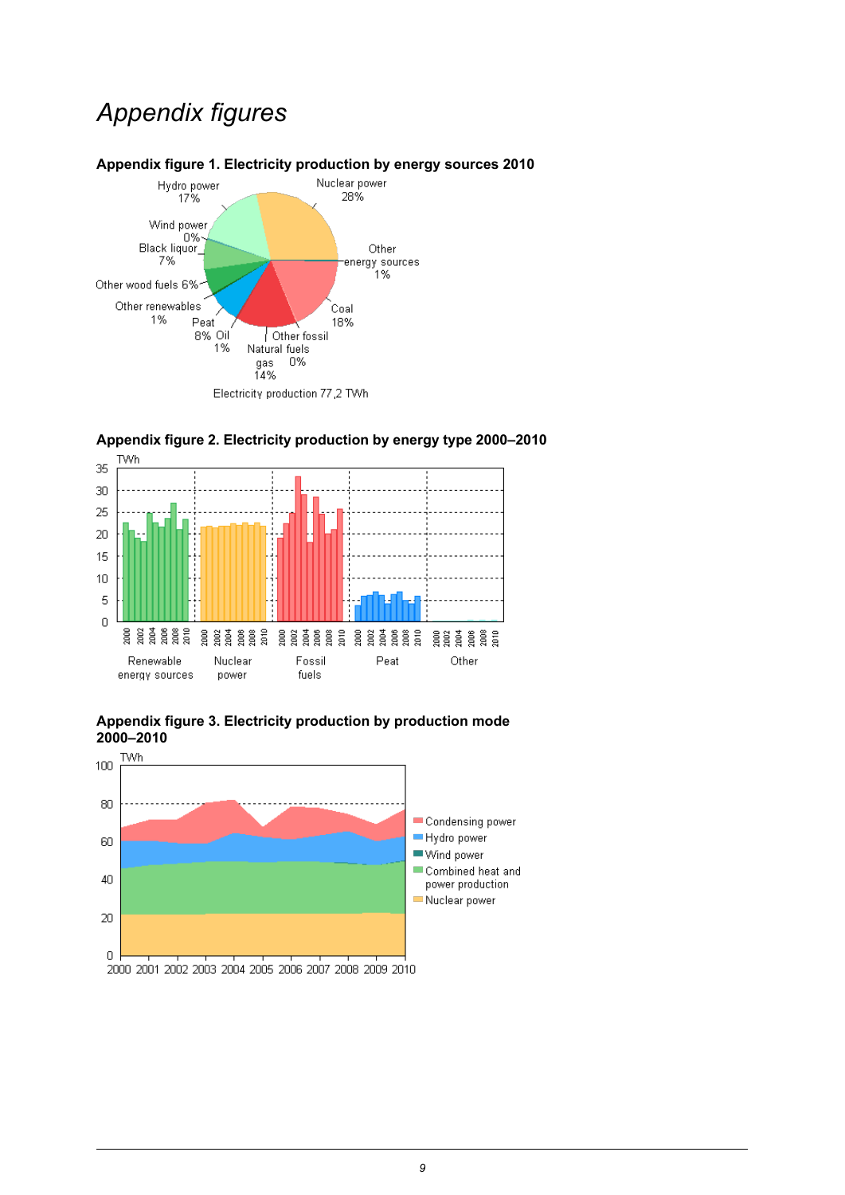# Appendix figures

### Appendix figure 1. Electricity production by energy sources 2010

Hydro power 17%
Nuclear power 28%
Wind power 0%
Black liquor 7%
Other energy sources 1%
Other wood fuels 6%
Other renewables 1%
Coal 18%
Peat 8%
Oil 1%
Other fossil fuels 0%
Natural gas 14%

Electricity production 77,2 TWh

### Appendix figure 2. Electricity production by energy type 2000–2010

TWh

Renewable energy sources, Nuclear power, Fossil fuels, Peat, Other

### Appendix figure 3. Electricity production by production mode 2000–2010

TWh

Condensing power
Hydro power
Wind power
Combined heat and power production
Nuclear power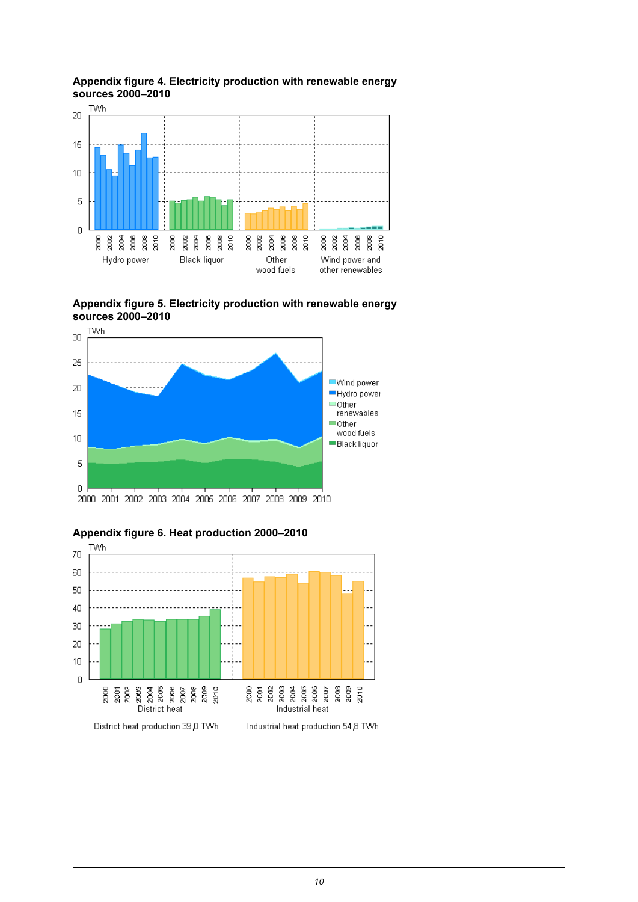**Appendix figure 4. Electricity production with renewable energy sources 2000–2010**

TWh

Hydro power | Black liquor | Other wood fuels | Wind power and other renewables

**Appendix figure 5. Electricity production with renewable energy sources 2000–2010**

TWh

Wind power | Hydro power | Other renewables | Other wood fuels | Black liquor

**Appendix figure 6. Heat production 2000–2010**

TWh

District heat | Industrial heat

District heat production 39,0 TWh

Industrial heat production 54,8 TWh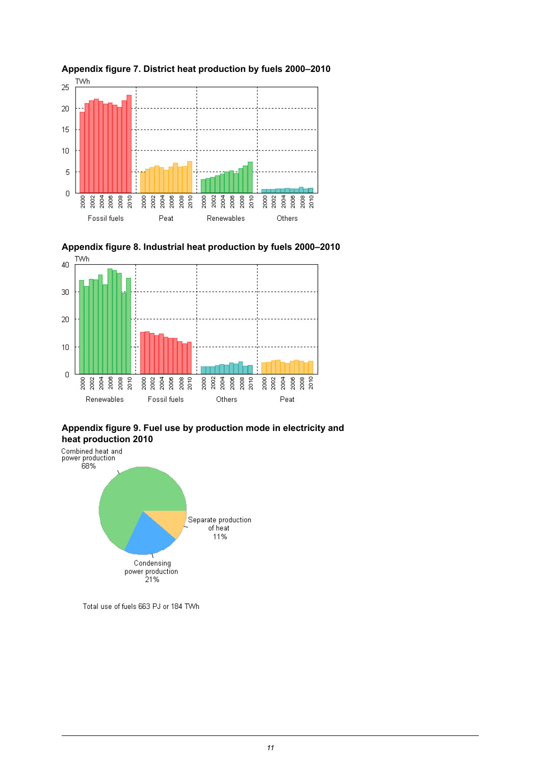**Appendix figure 7. District heat production by fuels 2000–2010**

**Appendix figure 8. Industrial heat production by fuels 2000–2010**

**Appendix figure 9. Fuel use by production mode in electricity and heat production 2010**

Combined heat and power production 68%

Separate production of heat 11%

Condensing power production 21%

Total use of fuels 663 PJ or 184 TWh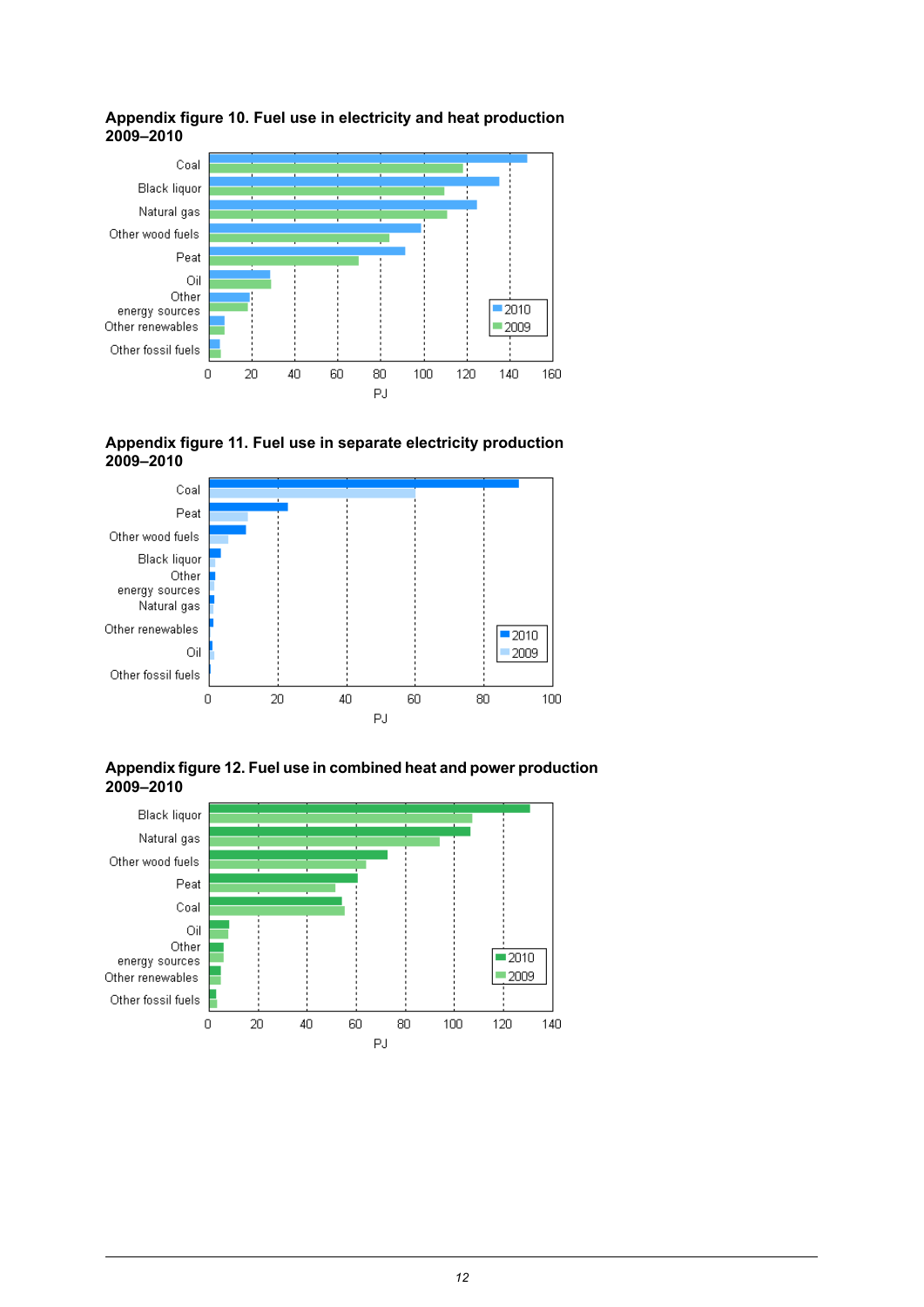**Appendix figure 10. Fuel use in electricity and heat production 2009–2010**

Coal
Black liquor
Natural gas
Other wood fuels
Peat
Oil
Other energy sources
Other renewables
Other fossil fuels

0 20 40 60 80 100 120 140 160

PJ

2010
2009

**Appendix figure 11. Fuel use in separate electricity production 2009–2010**

Coal
Peat
Other wood fuels
Black liquor
Other energy sources
Natural gas
Other renewables
Oil
Other fossil fuels

0 20 40 60 80 100

PJ

2010
2009

**Appendix figure 12. Fuel use in combined heat and power production 2009–2010**

Black liquor
Natural gas
Other wood fuels
Peat
Coal
Oil
Other energy sources
Other renewables
Other fossil fuels

0 20 40 60 80 100 120 140

PJ

2010
2009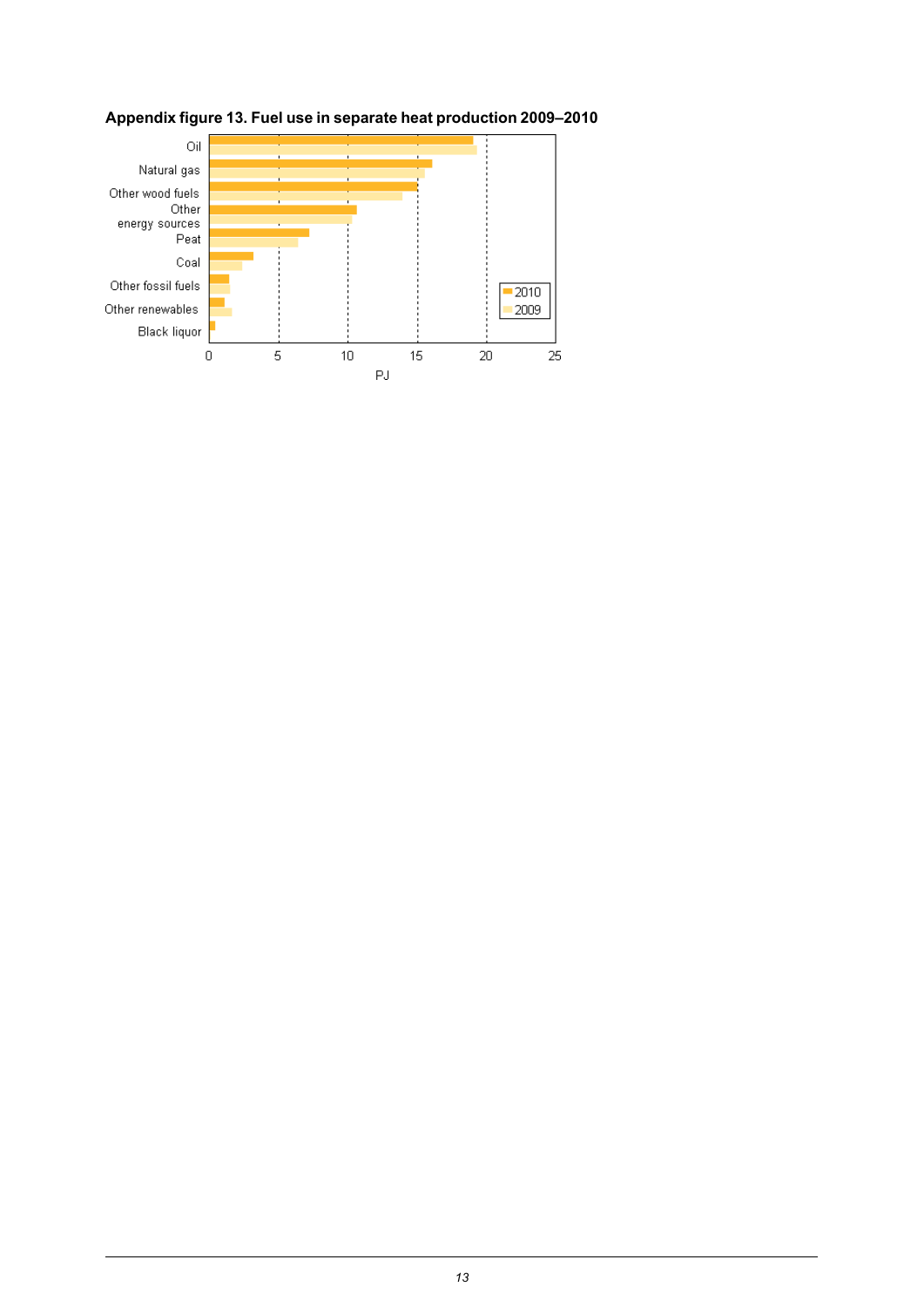**Appendix figure 13. Fuel use in separate heat production 2009–2010**

Oil
Natural gas
Other wood fuels
Other energy sources
Peat
Coal
Other fossil fuels
Other renewables
Black liquor

0 5 10 15 20 25

PJ

2010
2009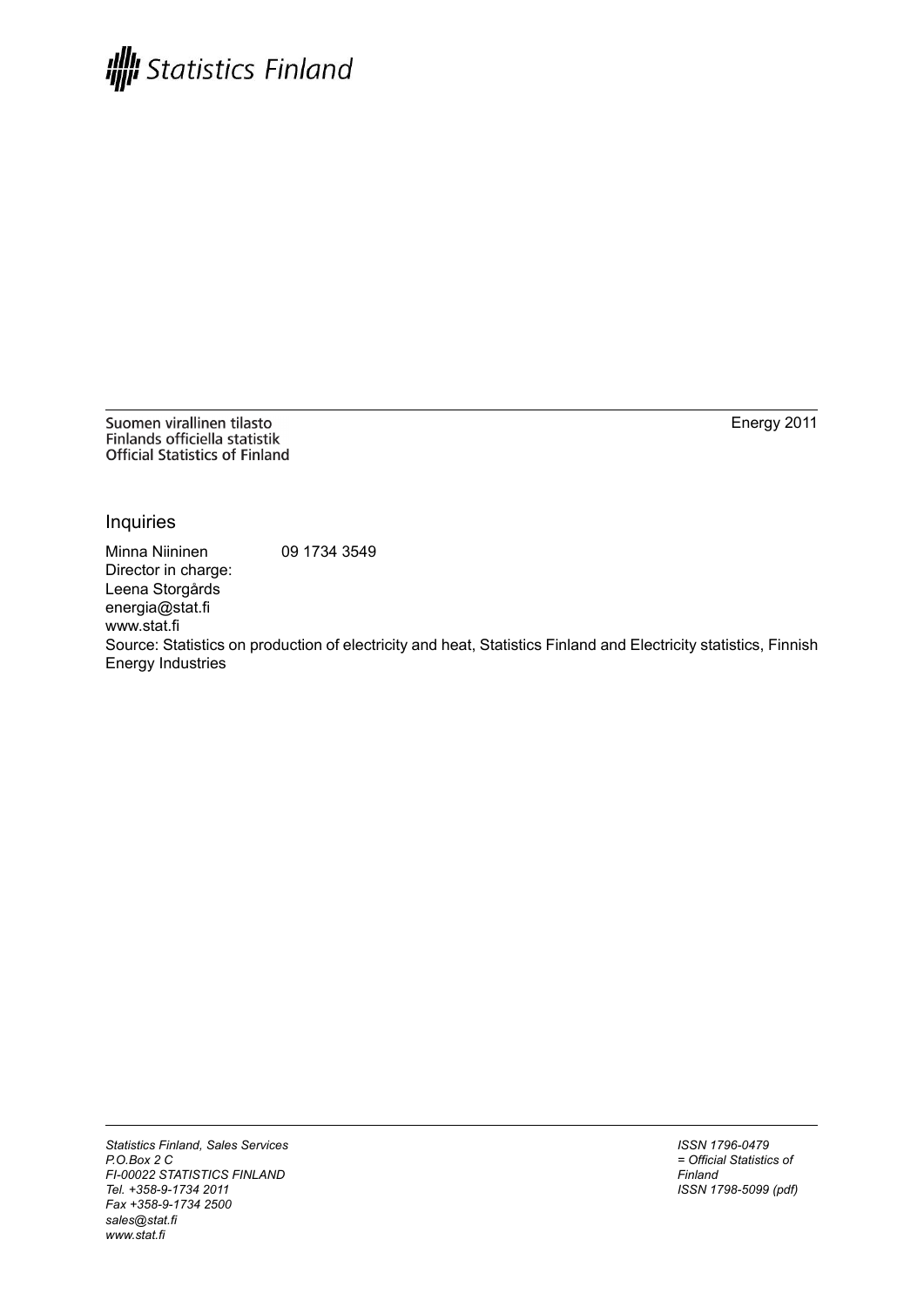Statistics Finland

Suomen virallinen tilasto
Finlands officiella statistik
Official Statistics of Finland

Energy 2011

## Inquiries

Minna Niininen 09 1734 3549
Director in charge:
Leena Storgårds
energia@stat.fi
www.stat.fi
Source: Statistics on production of electricity and heat, Statistics Finland and Electricity statistics, Finnish Energy Industries

*Statistics Finland, Sales Services*
*P.O.Box 2 C*
*FI-00022 STATISTICS FINLAND*
*Tel. +358-9-1734 2011*
*Fax +358-9-1734 2500*
*sales@stat.fi*
*www.stat.fi*

*ISSN 1796-0479*
*= Official Statistics of Finland*
*ISSN 1798-5099 (pdf)*